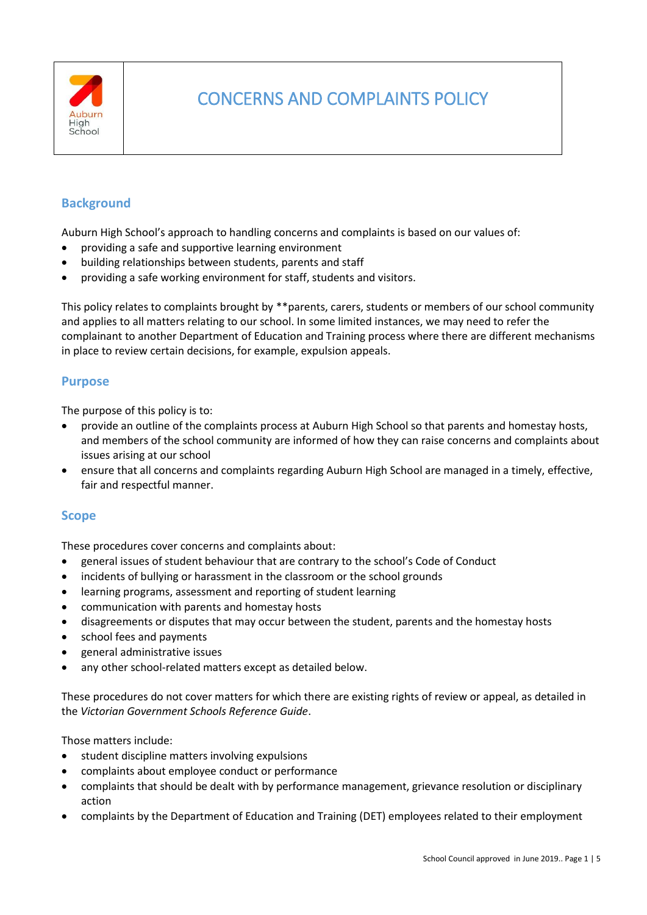Auburn High School

# CONCERNS AND COMPLAINTS POLICY

## Background

Auburn High School's approach to handling concerns and complaints is based on our values of:

- providing a safe and supportive learning environment
- building relationships between students, parents and staff
- providing a safe working environment for staff, students and visitors.

This policy relates to complaints brought by **parents, carers, students or members of our school community and applies to all matters relating to our school. In some limited instances, we may need to refer the complainant to another Department of Education and Training process where there are different mechanisms in place to review certain decisions, for example, expulsion appeals.

## Purpose

The purpose of this policy is to:

- provide an outline of the complaints process at Auburn High School so that parents and homestay hosts, and members of the school community are informed of how they can raise concerns and complaints about issues arising at our school
- ensure that all concerns and complaints regarding Auburn High School are managed in a timely, effective, fair and respectful manner.

## Scope

These procedures cover concerns and complaints about:

- general issues of student behaviour that are contrary to the school's Code of Conduct
- incidents of bullying or harassment in the classroom or the school grounds
- learning programs, assessment and reporting of student learning
- communication with parents and homestay hosts
- disagreements or disputes that may occur between the student, parents and the homestay hosts
- school fees and payments
- general administrative issues
- any other school-related matters except as detailed below.

These procedures do not cover matters for which there are existing rights of review or appeal, as detailed in the *Victorian Government Schools Reference Guide*.

Those matters include:

- student discipline matters involving expulsions
- complaints about employee conduct or performance
- complaints that should be dealt with by performance management, grievance resolution or disciplinary action
- complaints by the Department of Education and Training (DET) employees related to their employment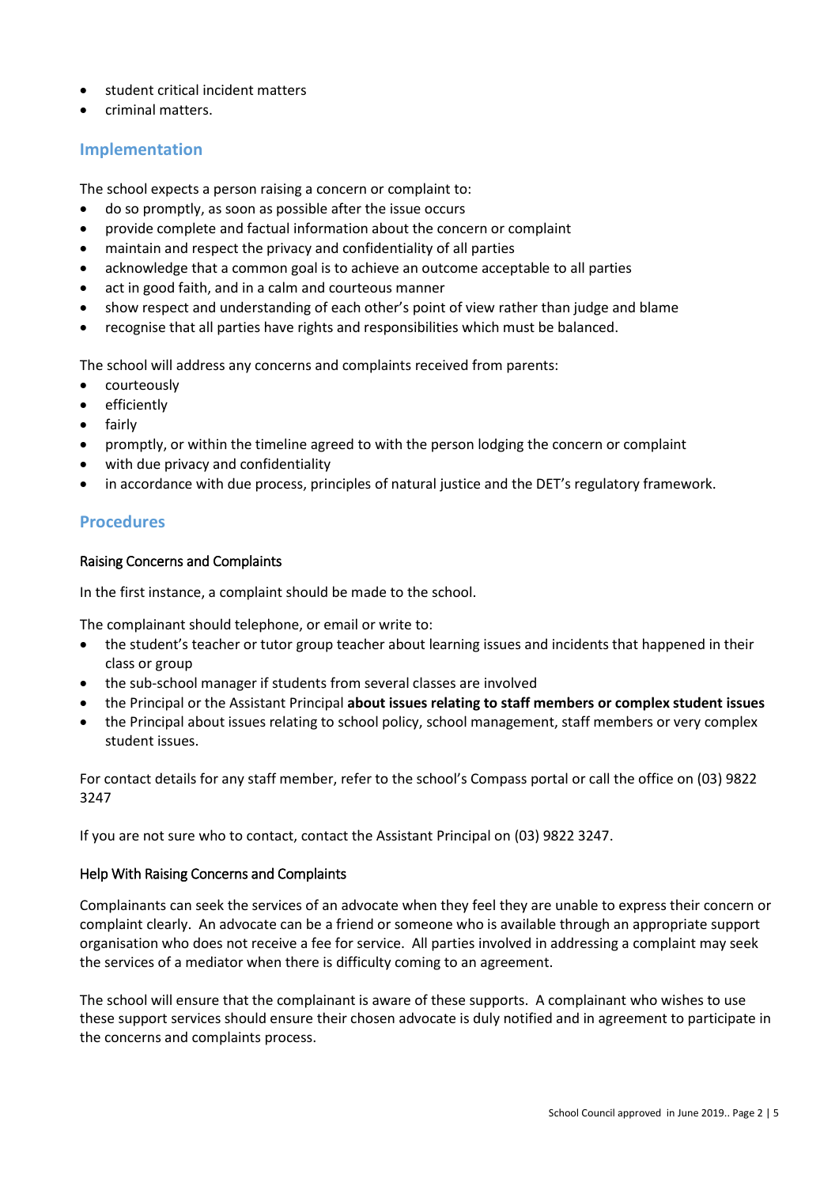- student critical incident matters
- criminal matters.

## Implementation

The school expects a person raising a concern or complaint to:

- do so promptly, as soon as possible after the issue occurs
- provide complete and factual information about the concern or complaint
- maintain and respect the privacy and confidentiality of all parties
- acknowledge that a common goal is to achieve an outcome acceptable to all parties
- act in good faith, and in a calm and courteous manner
- show respect and understanding of each other's point of view rather than judge and blame
- recognise that all parties have rights and responsibilities which must be balanced.

The school will address any concerns and complaints received from parents:

- courteously
- efficiently
- fairly
- promptly, or within the timeline agreed to with the person lodging the concern or complaint
- with due privacy and confidentiality
- in accordance with due process, principles of natural justice and the DET's regulatory framework.

## Procedures

### Raising Concerns and Complaints

In the first instance, a complaint should be made to the school.

The complainant should telephone, or email or write to:

- the student's teacher or tutor group teacher about learning issues and incidents that happened in their class or group
- the sub-school manager if students from several classes are involved
- the Principal or the Assistant Principal **about issues relating to staff members or complex student issues**
- the Principal about issues relating to school policy, school management, staff members or very complex student issues.

For contact details for any staff member, refer to the school's Compass portal or call the office on (03) 9822 3247

If you are not sure who to contact, contact the Assistant Principal on (03) 9822 3247.

### Help With Raising Concerns and Complaints

Complainants can seek the services of an advocate when they feel they are unable to express their concern or complaint clearly. An advocate can be a friend or someone who is available through an appropriate support organisation who does not receive a fee for service. All parties involved in addressing a complaint may seek the services of a mediator when there is difficulty coming to an agreement.

The school will ensure that the complainant is aware of these supports. A complainant who wishes to use these support services should ensure their chosen advocate is duly notified and in agreement to participate in the concerns and complaints process.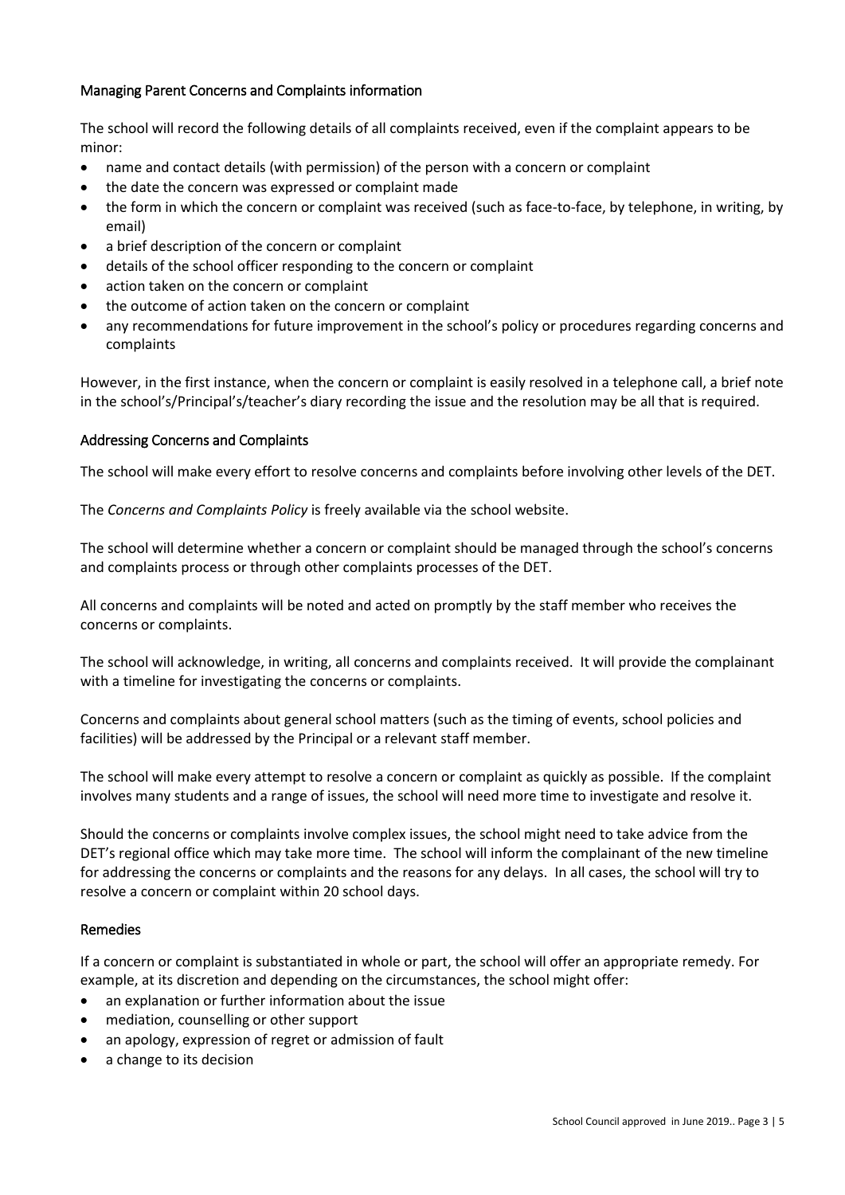### Managing Parent Concerns and Complaints information

The school will record the following details of all complaints received, even if the complaint appears to be minor:

- name and contact details (with permission) of the person with a concern or complaint
- the date the concern was expressed or complaint made
- the form in which the concern or complaint was received (such as face-to-face, by telephone, in writing, by email)
- a brief description of the concern or complaint
- details of the school officer responding to the concern or complaint
- action taken on the concern or complaint
- the outcome of action taken on the concern or complaint
- any recommendations for future improvement in the school's policy or procedures regarding concerns and complaints

However, in the first instance, when the concern or complaint is easily resolved in a telephone call, a brief note in the school's/Principal's/teacher's diary recording the issue and the resolution may be all that is required.

### Addressing Concerns and Complaints

The school will make every effort to resolve concerns and complaints before involving other levels of the DET.

The *Concerns and Complaints Policy* is freely available via the school website.

The school will determine whether a concern or complaint should be managed through the school's concerns and complaints process or through other complaints processes of the DET.

All concerns and complaints will be noted and acted on promptly by the staff member who receives the concerns or complaints.

The school will acknowledge, in writing, all concerns and complaints received. It will provide the complainant with a timeline for investigating the concerns or complaints.

Concerns and complaints about general school matters (such as the timing of events, school policies and facilities) will be addressed by the Principal or a relevant staff member.

The school will make every attempt to resolve a concern or complaint as quickly as possible. If the complaint involves many students and a range of issues, the school will need more time to investigate and resolve it.

Should the concerns or complaints involve complex issues, the school might need to take advice from the DET's regional office which may take more time. The school will inform the complainant of the new timeline for addressing the concerns or complaints and the reasons for any delays. In all cases, the school will try to resolve a concern or complaint within 20 school days.

### Remedies

If a concern or complaint is substantiated in whole or part, the school will offer an appropriate remedy. For example, at its discretion and depending on the circumstances, the school might offer:

- an explanation or further information about the issue
- mediation, counselling or other support
- an apology, expression of regret or admission of fault
- a change to its decision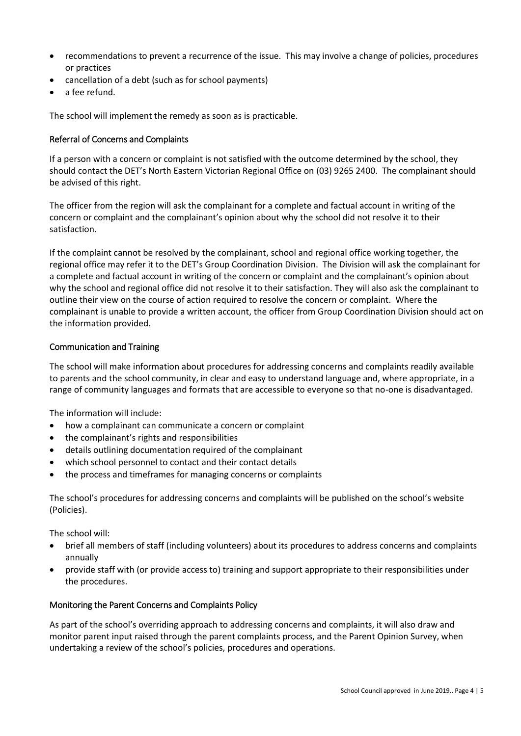- recommendations to prevent a recurrence of the issue. This may involve a change of policies, procedures or practices
- cancellation of a debt (such as for school payments)
- a fee refund.

The school will implement the remedy as soon as is practicable.

### Referral of Concerns and Complaints

If a person with a concern or complaint is not satisfied with the outcome determined by the school, they should contact the DET's North Eastern Victorian Regional Office on (03) 9265 2400. The complainant should be advised of this right.

The officer from the region will ask the complainant for a complete and factual account in writing of the concern or complaint and the complainant's opinion about why the school did not resolve it to their satisfaction.

If the complaint cannot be resolved by the complainant, school and regional office working together, the regional office may refer it to the DET's Group Coordination Division. The Division will ask the complainant for a complete and factual account in writing of the concern or complaint and the complainant's opinion about why the school and regional office did not resolve it to their satisfaction. They will also ask the complainant to outline their view on the course of action required to resolve the concern or complaint. Where the complainant is unable to provide a written account, the officer from Group Coordination Division should act on the information provided.

### Communication and Training

The school will make information about procedures for addressing concerns and complaints readily available to parents and the school community, in clear and easy to understand language and, where appropriate, in a range of community languages and formats that are accessible to everyone so that no-one is disadvantaged.

The information will include:

- how a complainant can communicate a concern or complaint
- the complainant's rights and responsibilities
- details outlining documentation required of the complainant
- which school personnel to contact and their contact details
- the process and timeframes for managing concerns or complaints

The school's procedures for addressing concerns and complaints will be published on the school's website (Policies).

The school will:

- brief all members of staff (including volunteers) about its procedures to address concerns and complaints annually
- provide staff with (or provide access to) training and support appropriate to their responsibilities under the procedures.

### Monitoring the Parent Concerns and Complaints Policy

As part of the school's overriding approach to addressing concerns and complaints, it will also draw and monitor parent input raised through the parent complaints process, and the Parent Opinion Survey, when undertaking a review of the school's policies, procedures and operations.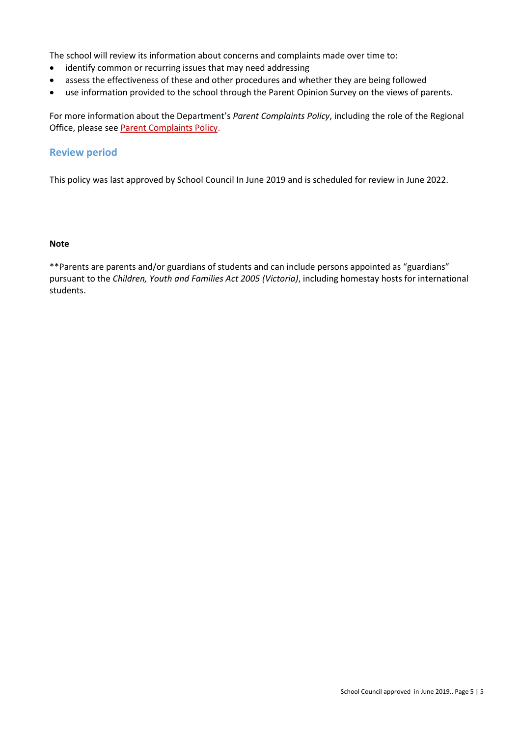The school will review its information about concerns and complaints made over time to:

- identify common or recurring issues that may need addressing
- assess the effectiveness of these and other procedures and whether they are being followed
- use information provided to the school through the Parent Opinion Survey on the views of parents.

For more information about the Department's *Parent Complaints Policy*, including the role of the Regional Office, please see [Parent Complaints Policy](#).

## Review period

This policy was last approved by School Council In June 2019 and is scheduled for review in June 2022.

**Note**

**Parents are parents and/or guardians of students and can include persons appointed as "guardians" pursuant to the *Children, Youth and Families Act 2005 (Victoria)*, including homestay hosts for international students.